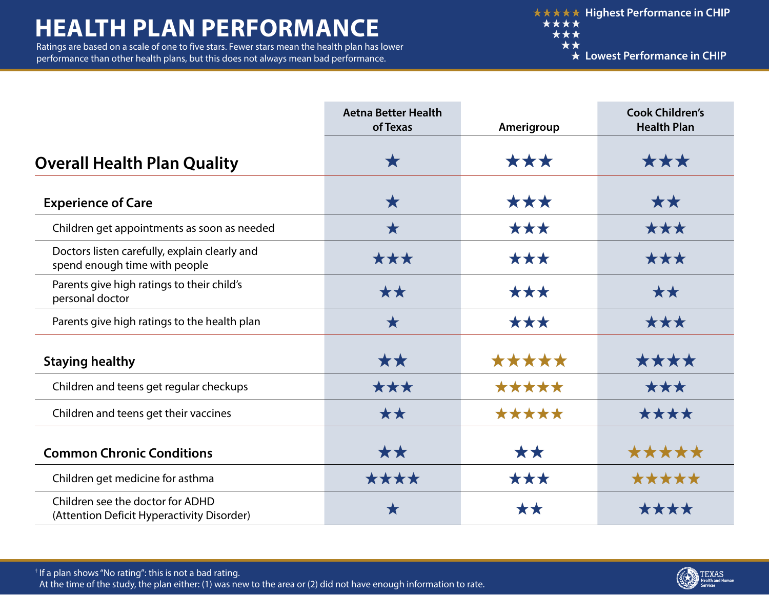# HEALTH PLAN PERFORMANCE

Ratings are based on a scale of one to five stars. Fewer stars mean the health plan has lower performance than other health plans, but this does not always mean bad performance.

★★★★★ Highest Performance in CHIP
★★★★
★★★
★★
★ Lowest Performance in CHIP

| | Aetna Better Health of Texas | Amerigroup | Cook Children's Health Plan |
|---|---|---|---|
| **Overall Health Plan Quality** | ★ | ★★★ | ★★★ |
| **Experience of Care** | ★ | ★★★ | ★★ |
| Children get appointments as soon as needed | ★ | ★★★ | ★★★ |
| Doctors listen carefully, explain clearly and spend enough time with people | ★★★ | ★★★ | ★★★ |
| Parents give high ratings to their child's personal doctor | ★★ | ★★★ | ★★ |
| Parents give high ratings to the health plan | ★ | ★★★ | ★★★ |
| **Staying healthy** | ★★ | ★★★★★ | ★★★★ |
| Children and teens get regular checkups | ★★★ | ★★★★★ | ★★★ |
| Children and teens get their vaccines | ★★ | ★★★★★ | ★★★★ |
| **Common Chronic Conditions** | ★★ | ★★ | ★★★★★ |
| Children get medicine for asthma | ★★★★ | ★★★ | ★★★★★ |
| Children see the doctor for ADHD (Attention Deficit Hyperactivity Disorder) | ★ | ★★ | ★★★★ |

† If a plan shows "No rating": this is not a bad rating.
At the time of the study, the plan either: (1) was new to the area or (2) did not have enough information to rate.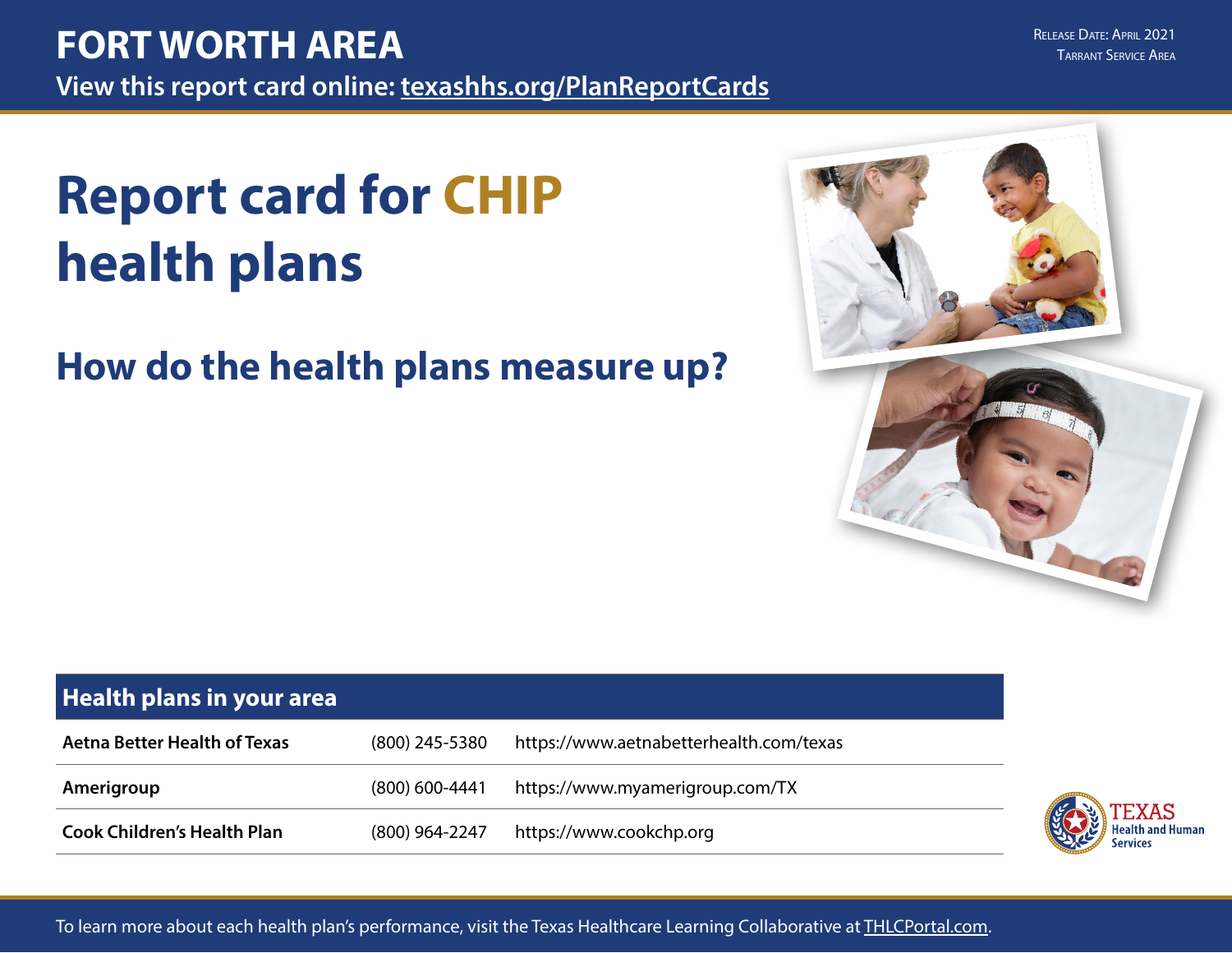# FORT WORTH AREA

View this report card online: texashhs.org/PlanReportCards

Release Date: April 2021
Tarrant Service Area

# Report card for CHIP health plans

## How do the health plans measure up?

| Health plans in your area | | |
|---|---|---|
| **Aetna Better Health of Texas** | (800) 245-5380 | https://www.aetnabetterhealth.com/texas |
| **Amerigroup** | (800) 600-4441 | https://www.myamerigroup.com/TX |
| **Cook Children's Health Plan** | (800) 964-2247 | https://www.cookchp.org |

TEXAS Health and Human Services

To learn more about each health plan's performance, visit the Texas Healthcare Learning Collaborative at THLCPortal.com.